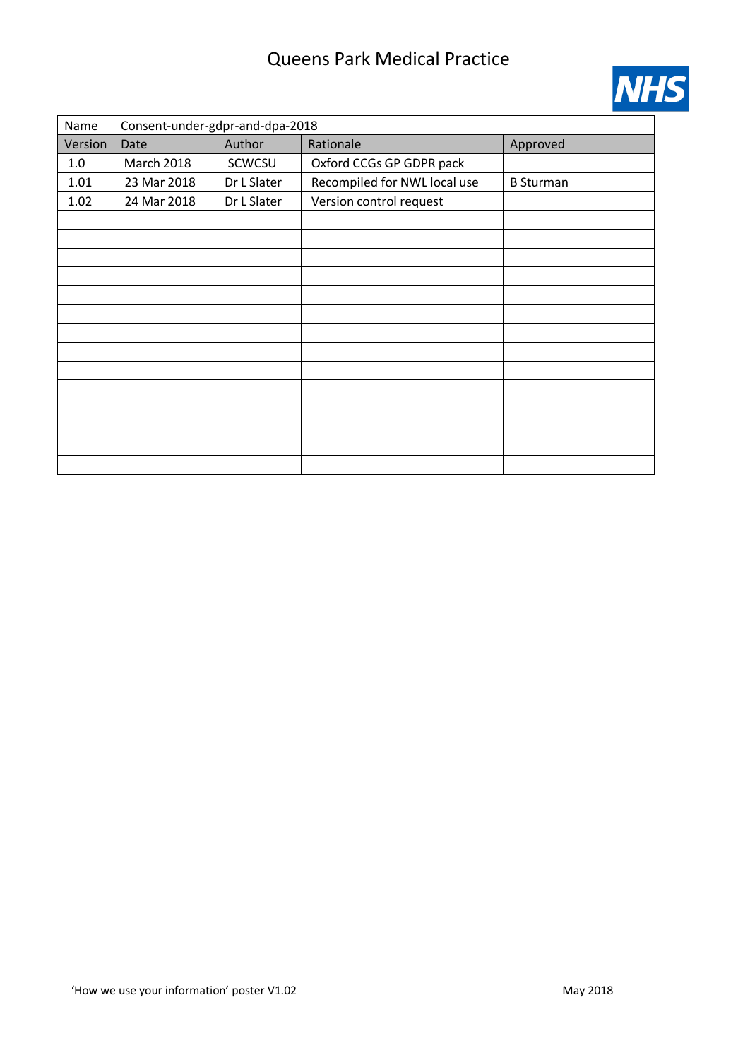# Queens Park Medical Practice

| Name | Consent-under-gdpr-and-dpa-2018 | | | |
|---|---|---|---|---|
| Version | Date | Author | Rationale | Approved |
| 1.0 | March 2018 | SCWCSU | Oxford CCGs GP GDPR pack | |
| 1.01 | 23 Mar 2018 | Dr L Slater | Recompiled for NWL local use | B Sturman |
| 1.02 | 24 Mar 2018 | Dr L Slater | Version control request | |
| | | | | |
| | | | | |
| | | | | |
| | | | | |
| | | | | |
| | | | | |
| | | | | |
| | | | | |
| | | | | |
| | | | | |
| | | | | |
| | | | | |
| | | | | |
| | | | | |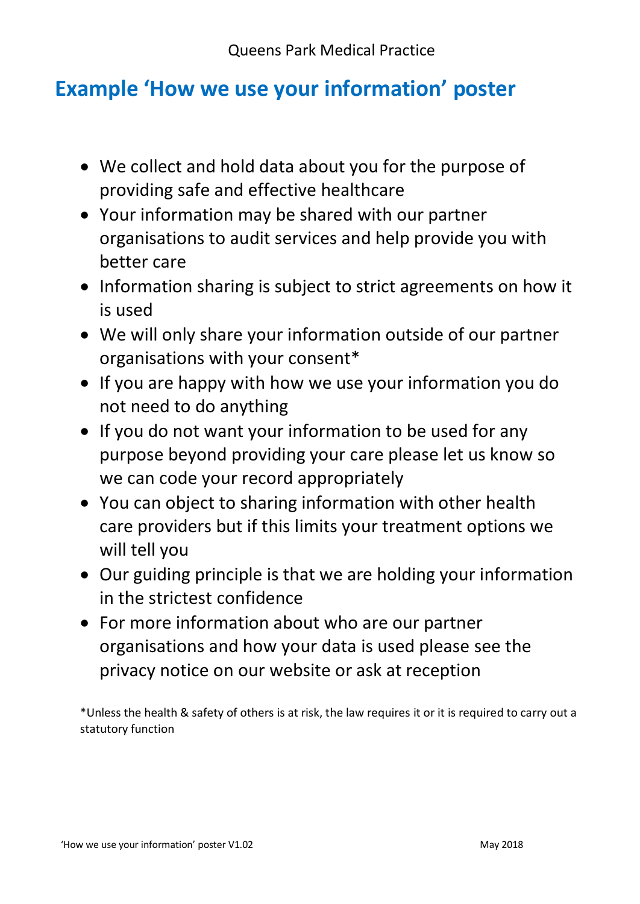# Example 'How we use your information' poster

- We collect and hold data about you for the purpose of providing safe and effective healthcare
- Your information may be shared with our partner organisations to audit services and help provide you with better care
- Information sharing is subject to strict agreements on how it is used
- We will only share your information outside of our partner organisations with your consent*
- If you are happy with how we use your information you do not need to do anything
- If you do not want your information to be used for any purpose beyond providing your care please let us know so we can code your record appropriately
- You can object to sharing information with other health care providers but if this limits your treatment options we will tell you
- Our guiding principle is that we are holding your information in the strictest confidence
- For more information about who are our partner organisations and how your data is used please see the privacy notice on our website or ask at reception

*Unless the health & safety of others is at risk, the law requires it or it is required to carry out a statutory function